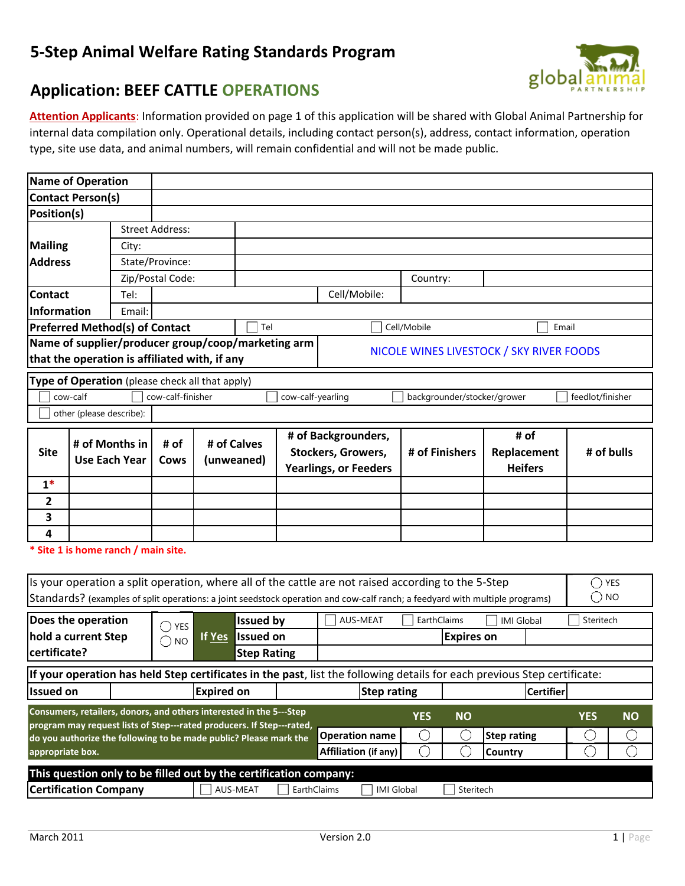# 5-Step Animal Welfare Rating Standards Program

## Application: BEEF CATTLE OPERATIONS

**Attention Applicants**: Information provided on page 1 of this application will be shared with Global Animal Partnership for internal data compilation only. Operational details, including contact person(s), address, contact information, operation type, site use data, and animal numbers, will remain confidential and will not be made public.

| | | |
|---|---|---|
| **Name of Operation** | | |
| **Contact Person(s)** | | |
| **Position(s)** | | |
| **Mailing Address** | Street Address: | |
| | City: | |
| | State/Province: | |
| | Zip/Postal Code: | Country: |
| **Contact Information** | Tel: | Cell/Mobile: |
| | Email: | |
| **Preferred Method(s) of Contact** | ☐ Tel ☐ Cell/Mobile | ☐ Email |
| **Name of supplier/producer group/coop/marketing arm that the operation is affiliated with, if any** | NICOLE WINES LIVESTOCK / SKY RIVER FOODS | |

**Type of Operation** (please check all that apply)

☐ cow-calf ☐ cow-calf-finisher ☐ cow-calf-yearling ☐ backgrounder/stocker/grower ☐ feedlot/finisher

☐ other (please describe):

| Site | # of Months in Use Each Year | # of Cows | # of Calves (unweaned) | # of Backgrounders, Stockers, Growers, Yearlings, or Feeders | # of Finishers | # of Replacement Heifers | # of bulls |
|---|---|---|---|---|---|---|---|
| 1* | | | | | | | |
| 2 | | | | | | | |
| 3 | | | | | | | |
| 4 | | | | | | | |

*** Site 1 is home ranch / main site.**

| | |
|---|---|
| Is your operation a split operation, where all of the cattle are not raised according to the 5-Step Standards? (examples of split operations: a joint seedstock operation and cow-calf ranch; a feedyard with multiple programs) | ◯ YES ◯ NO |

| | | | | | |
|---|---|---|---|---|---|
| **Does the operation hold a current Step certificate?** | ◯ YES ◯ NO | **If Yes** | **Issued by** | ☐ AUS-MEAT ☐ EarthClaims ☐ IMI Global ☐ Steritech | |
| | | | **Issued on** | | **Expires on** |
| | | | **Step Rating** | | |

**If your operation has held Step certificates in the past**, list the following details for each previous Step certificate:

| **Issued on** | | **Expired on** | | **Step rating** | | **Certifier** | |
|---|---|---|---|---|---|---|---|

| **Consumers, retailers, donors, and others interested in the 5-Step program may request lists of Step-rated producers. If Step-rated, do you authorize the following to be made public? Please mark the appropriate box.** | | **YES** | **NO** | | **YES** | **NO** |
|---|---|---|---|---|---|---|
| | **Operation name** | ◯ | ◯ | **Step rating** | ◯ | ◯ |
| | **Affiliation (if any)** | ◯ | ◯ | **Country** | ◯ | ◯ |

**This question only to be filled out by the certification company:**

**Certification Company** ☐ AUS-MEAT ☐ EarthClaims ☐ IMI Global ☐ Steritech

March 2011 Version 2.0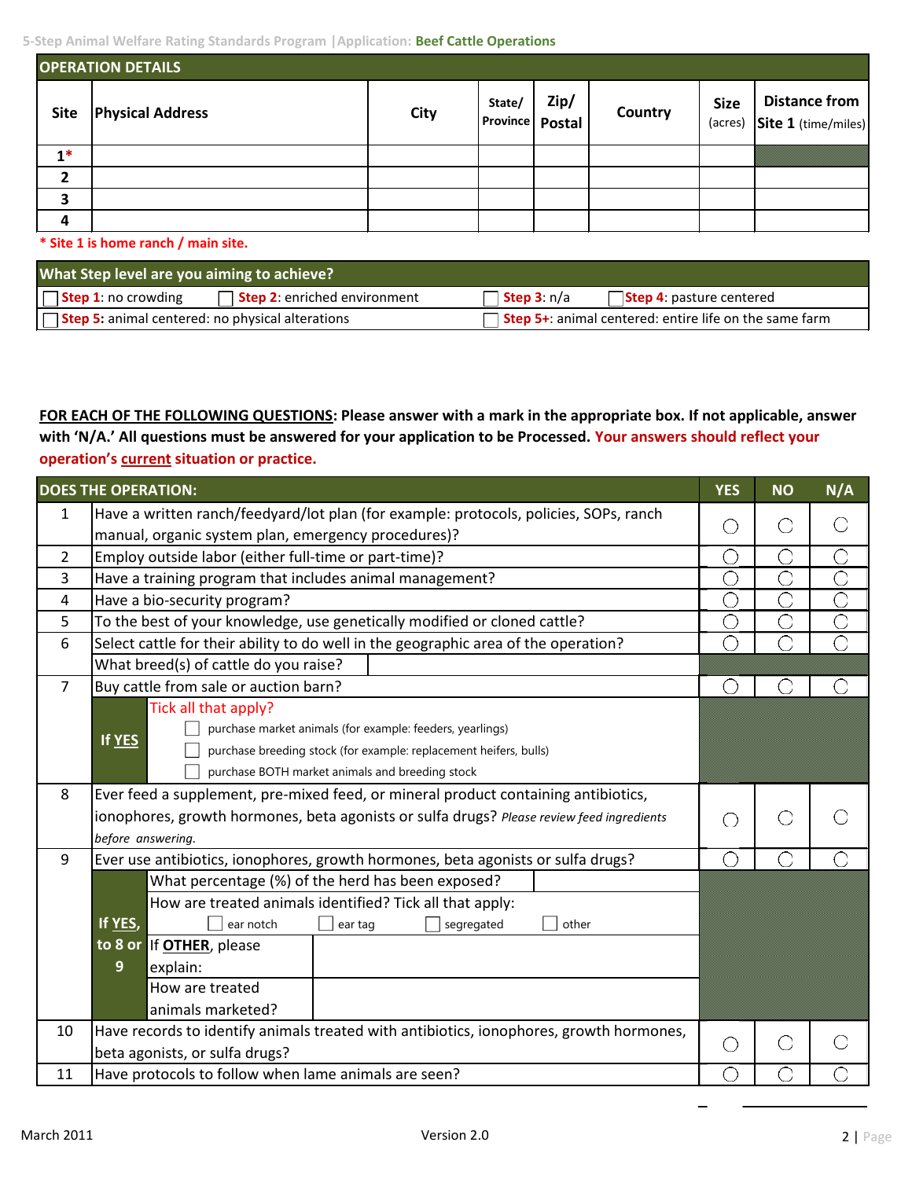## OPERATION DETAILS

| Site | Physical Address | City | State/ Province | Zip/ Postal | Country | Size (acres) | Distance from Site 1 (time/miles) |
|---|---|---|---|---|---|---|---|
| 1* | | | | | | | |
| 2 | | | | | | | |
| 3 | | | | | | | |
| 4 | | | | | | | |

**\* Site 1 is home ranch / main site.**

### What Step level are you aiming to achieve?

- ☐ **Step 1**: no crowding
- ☐ **Step 2**: enriched environment
- ☐ **Step 3**: n/a
- ☐ **Step 4**: pasture centered
- ☐ **Step 5:** animal centered: no physical alterations
- ☐ **Step 5+**: animal centered: entire life on the same farm

**FOR EACH OF THE FOLLOWING QUESTIONS: Please answer with a mark in the appropriate box. If not applicable, answer with 'N/A.' All questions must be answered for your application to be Processed. Your answers should reflect your operation's current situation or practice.**

| | DOES THE OPERATION: | YES | NO | N/A |
|---|---|---|---|---|
| 1 | Have a written ranch/feedyard/lot plan (for example: protocols, policies, SOPs, ranch manual, organic system plan, emergency procedures)? | ○ | ○ | ○ |
| 2 | Employ outside labor (either full-time or part-time)? | ○ | ○ | ○ |
| 3 | Have a training program that includes animal management? | ○ | ○ | ○ |
| 4 | Have a bio-security program? | ○ | ○ | ○ |
| 5 | To the best of your knowledge, use genetically modified or cloned cattle? | ○ | ○ | ○ |
| 6 | Select cattle for their ability to do well in the geographic area of the operation? | ○ | ○ | ○ |
| | What breed(s) of cattle do you raise? | | | |
| 7 | Buy cattle from sale or auction barn? | ○ | ○ | ○ |
| | **If YES** — Tick all that apply? ☐ purchase market animals (for example: feeders, yearlings) ☐ purchase breeding stock (for example: replacement heifers, bulls) ☐ purchase BOTH market animals and breeding stock | | | |
| 8 | Ever feed a supplement, pre-mixed feed, or mineral product containing antibiotics, ionophores, growth hormones, beta agonists or sulfa drugs? *Please review feed ingredients before answering.* | ○ | ○ | ○ |
| 9 | Ever use antibiotics, ionophores, growth hormones, beta agonists or sulfa drugs? | ○ | ○ | ○ |
| | **If YES, to 8 or 9** — What percentage (%) of the herd has been exposed? | | | |
| | How are treated animals identified? Tick all that apply: ☐ ear notch ☐ ear tag ☐ segregated ☐ other | | | |
| | If **OTHER**, please explain: | | | |
| | How are treated animals marketed? | | | |
| 10 | Have records to identify animals treated with antibiotics, ionophores, growth hormones, beta agonists, or sulfa drugs? | ○ | ○ | ○ |
| 11 | Have protocols to follow when lame animals are seen? | ○ | ○ | ○ |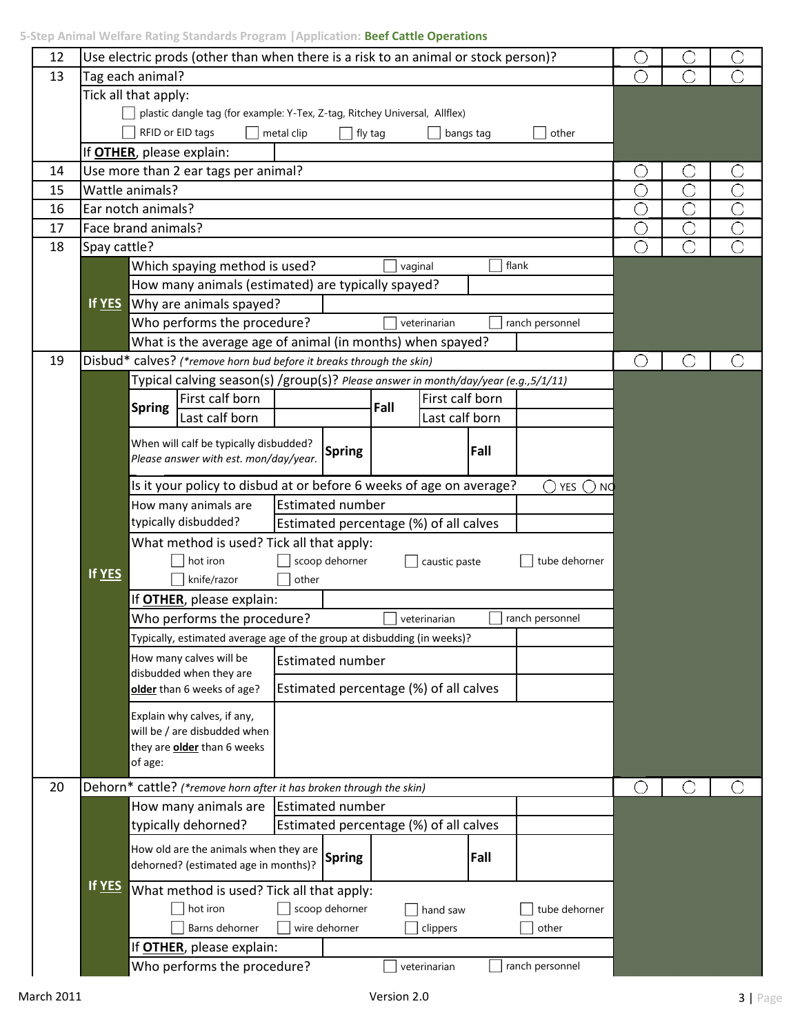| # | Question | ○ | ○ | ○ |
|---|---|---|---|---|
| 12 | Use electric prods (other than when there is a risk to an animal or stock person)? | ○ | ○ | ○ |
| 13 | Tag each animal? | ○ | ○ | ○ |
| | Tick all that apply: ☐ plastic dangle tag (for example: Y-Tex, Z-tag, Ritchey Universal, Allflex) ☐ RFID or EID tags ☐ metal clip ☐ fly tag ☐ bangs tag ☐ other | | | |
| | If **OTHER**, please explain: | | | |
| 14 | Use more than 2 ear tags per animal? | ○ | ○ | ○ |
| 15 | Wattle animals? | ○ | ○ | ○ |
| 16 | Ear notch animals? | ○ | ○ | ○ |
| 17 | Face brand animals? | ○ | ○ | ○ |
| 18 | Spay cattle? | ○ | ○ | ○ |

**If YES**

| | |
|---|---|
| Which spaying method is used? | ☐ vaginal ☐ flank |
| How many animals (estimated) are typically spayed? | |
| Why are animals spayed? | |
| Who performs the procedure? | ☐ veterinarian ☐ ranch personnel |
| What is the average age of animal (in months) when spayed? | |

| # | Question | ○ | ○ | ○ |
|---|---|---|---|---|
| 19 | Disbud* calves? *(*remove horn bud before it breaks through the skin)* | ○ | ○ | ○ |

**If YES**

Typical calving season(s) /group(s)? *Please answer in month/day/year (e.g.,5/1/11)*

| | | | | | |
|---|---|---|---|---|---|
| **Spring** | First calf born | | **Fall** | First calf born | |
| | Last calf born | | | Last calf born | |

| | | | | |
|---|---|---|---|---|
| When will calf be typically disbudded? *Please answer with est. mon/day/year.* | **Spring** | | **Fall** | |

Is it your policy to disbud at or before 6 weeks of age on average? ○ YES ○ NO

| | | |
|---|---|---|
| How many animals are typically disbudded? | Estimated number | |
| | Estimated percentage (%) of all calves | |

What method is used? Tick all that apply:
☐ hot iron ☐ scoop dehorner ☐ caustic paste ☐ tube dehorner
☐ knife/razor ☐ other

| | |
|---|---|
| If **OTHER**, please explain: | |
| Who performs the procedure? | ☐ veterinarian ☐ ranch personnel |
| Typically, estimated average age of the group at disbudding (in weeks)? | |

| | | |
|---|---|---|
| How many calves will be disbudded when they are **older** than 6 weeks of age? | Estimated number | |
| | Estimated percentage (%) of all calves | |
| Explain why calves, if any, will be / are disbudded when they are **older** than 6 weeks of age: | | |

| # | Question | ○ | ○ | ○ |
|---|---|---|---|---|
| 20 | Dehorn* cattle? *(*remove horn after it has broken through the skin)* | ○ | ○ | ○ |

**If YES**

| | | |
|---|---|---|
| How many animals are typically dehorned? | Estimated number | |
| | Estimated percentage (%) of all calves | |

| | | | | |
|---|---|---|---|---|
| How old are the animals when they are dehorned? (estimated age in months)? | **Spring** | | **Fall** | |

What method is used? Tick all that apply:
☐ hot iron ☐ scoop dehorner ☐ hand saw ☐ tube dehorner
☐ Barns dehorner ☐ wire dehorner ☐ clippers ☐ other

| | |
|---|---|
| If **OTHER**, please explain: | |
| Who performs the procedure? | ☐ veterinarian ☐ ranch personnel |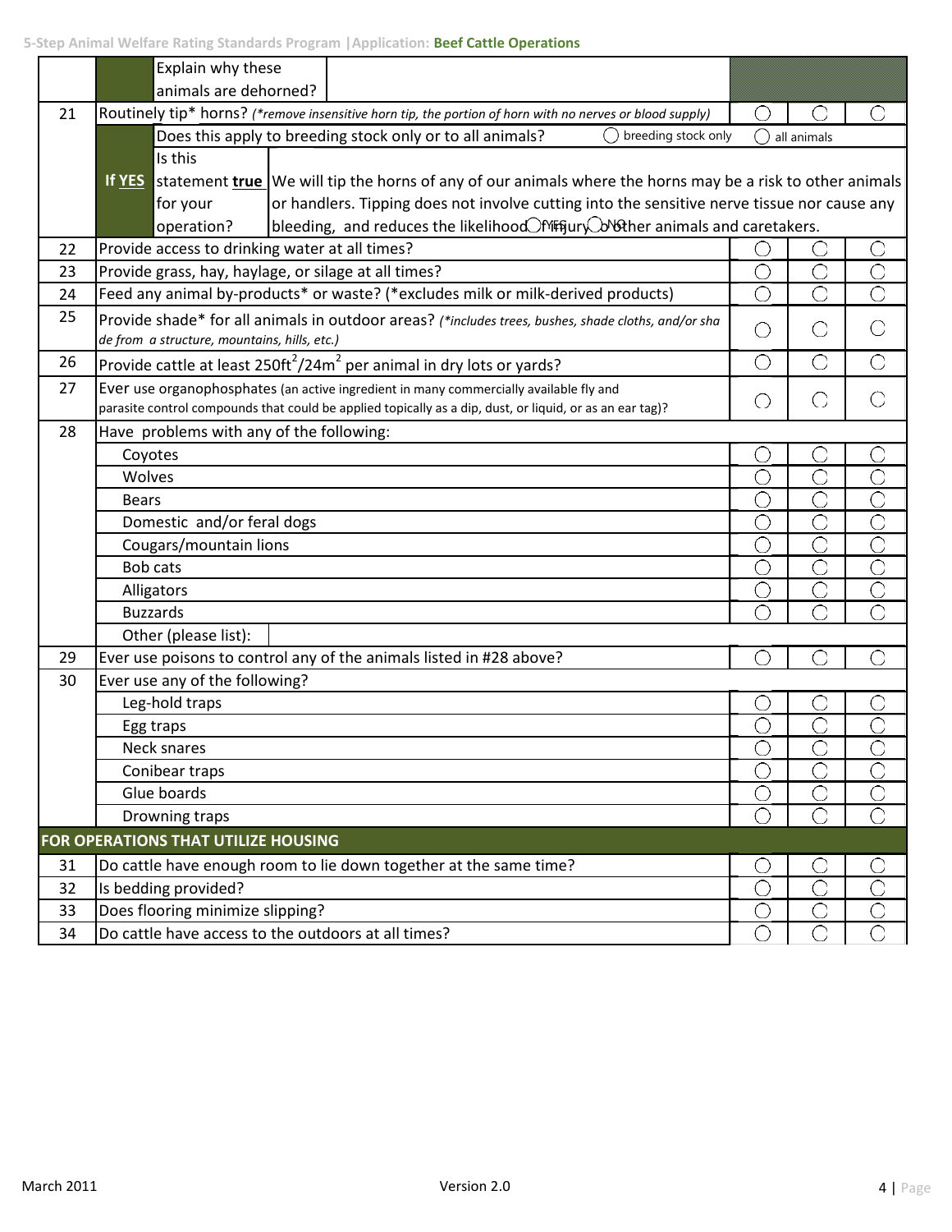| | | | | | |
|---|---|---|---|---|---|
| | Explain why these animals are dehorned? | | | | |
| 21 | Routinely tip* horns? *(*remove insensitive horn tip, the portion of horn with no nerves or blood supply)* | ◯ | ◯ | ◯ |
| | If YES — Does this apply to breeding stock only or to all animals? ◯ breeding stock only ◯ all animals | | | |
| | If YES — Is this statement **true** for your operation? We will tip the horns of any of our animals where the horns may be a risk to other animals or handlers. Tipping does not involve cutting into the sensitive nerve tissue nor cause any bleeding, and reduces the likelihood of injury to other animals and caretakers. ◯ YES ◯ NO | | | |
| 22 | Provide access to drinking water at all times? | ◯ | ◯ | ◯ |
| 23 | Provide grass, hay, haylage, or silage at all times? | ◯ | ◯ | ◯ |
| 24 | Feed any animal by-products* or waste? (*excludes milk or milk-derived products) | ◯ | ◯ | ◯ |
| 25 | Provide shade* for all animals in outdoor areas? *(*includes trees, bushes, shade cloths, and/or shade from a structure, mountains, hills, etc.)* | ◯ | ◯ | ◯ |
| 26 | Provide cattle at least $250ft^2/24m^2$ per animal in dry lots or yards? | ◯ | ◯ | ◯ |
| 27 | Ever use organophosphates (an active ingredient in many commercially available fly and parasite control compounds that could be applied topically as a dip, dust, or liquid, or as an ear tag)? | ◯ | ◯ | ◯ |
| 28 | Have problems with any of the following: | | | |
| | Coyotes | ◯ | ◯ | ◯ |
| | Wolves | ◯ | ◯ | ◯ |
| | Bears | ◯ | ◯ | ◯ |
| | Domestic and/or feral dogs | ◯ | ◯ | ◯ |
| | Cougars/mountain lions | ◯ | ◯ | ◯ |
| | Bob cats | ◯ | ◯ | ◯ |
| | Alligators | ◯ | ◯ | ◯ |
| | Buzzards | ◯ | ◯ | ◯ |
| | Other (please list): | | | |
| 29 | Ever use poisons to control any of the animals listed in #28 above? | ◯ | ◯ | ◯ |
| 30 | Ever use any of the following? | | | |
| | Leg-hold traps | ◯ | ◯ | ◯ |
| | Egg traps | ◯ | ◯ | ◯ |
| | Neck snares | ◯ | ◯ | ◯ |
| | Conibear traps | ◯ | ◯ | ◯ |
| | Glue boards | ◯ | ◯ | ◯ |
| | Drowning traps | ◯ | ◯ | ◯ |
| | **FOR OPERATIONS THAT UTILIZE HOUSING** | | | |
| 31 | Do cattle have enough room to lie down together at the same time? | ◯ | ◯ | ◯ |
| 32 | Is bedding provided? | ◯ | ◯ | ◯ |
| 33 | Does flooring minimize slipping? | ◯ | ◯ | ◯ |
| 34 | Do cattle have access to the outdoors at all times? | ◯ | ◯ | ◯ |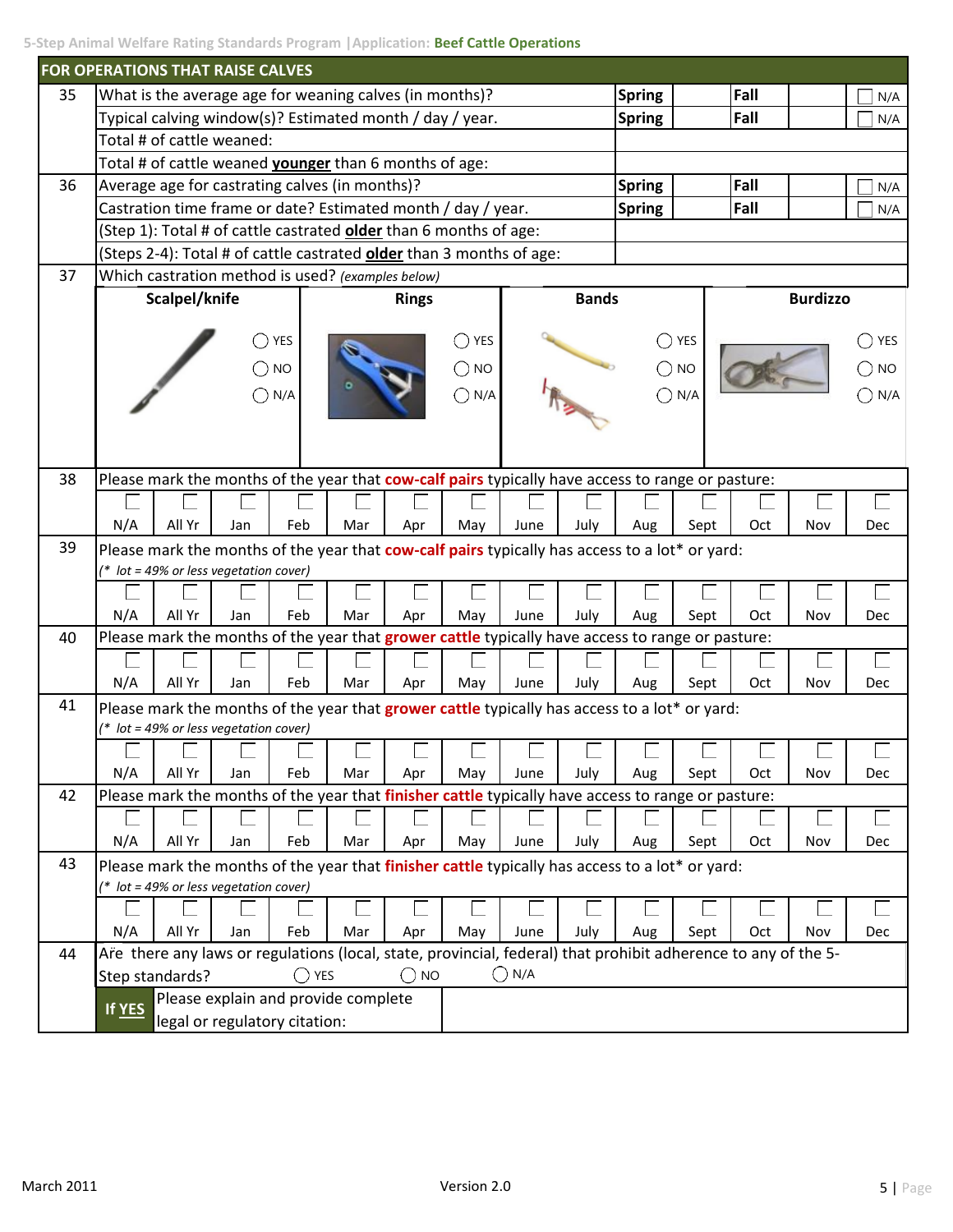## FOR OPERATIONS THAT RAISE CALVES

| # | Question | Spring | | Fall | | N/A |
|---|---|---|---|---|---|---|
| 35 | What is the average age for weaning calves (in months)? | Spring | | Fall | | ☐ N/A |
| | Typical calving window(s)? Estimated month / day / year. | Spring | | Fall | | ☐ N/A |
| | Total # of cattle weaned: | | | | | |
| | Total # of cattle weaned **younger** than 6 months of age: | | | | | |
| 36 | Average age for castrating calves (in months)? | Spring | | Fall | | ☐ N/A |
| | Castration time frame or date? Estimated month / day / year. | Spring | | Fall | | ☐ N/A |
| | (Step 1): Total # of cattle castrated **older** than 6 months of age: | | | | | |
| | (Steps 2-4): Total # of cattle castrated **older** than 3 months of age: | | | | | |

**37** Which castration method is used? *(examples below)*

| Scalpel/knife | Rings | Bands | Burdizzo |
|---|---|---|---|
| ◯ YES ◯ NO ◯ N/A | ◯ YES ◯ NO ◯ N/A | ◯ YES ◯ NO ◯ N/A | ◯ YES ◯ NO ◯ N/A |

**38** Please mark the months of the year that **cow-calf pairs** typically have access to range or pasture:

| ☐ N/A | ☐ All Yr | ☐ Jan | ☐ Feb | ☐ Mar | ☐ Apr | ☐ May | ☐ June | ☐ July | ☐ Aug | ☐ Sept | ☐ Oct | ☐ Nov | ☐ Dec |
|---|---|---|---|---|---|---|---|---|---|---|---|---|---|

**39** Please mark the months of the year that **cow-calf pairs** typically has access to a lot* or yard:
*(* lot = 49% or less vegetation cover)*

| ☐ N/A | ☐ All Yr | ☐ Jan | ☐ Feb | ☐ Mar | ☐ Apr | ☐ May | ☐ June | ☐ July | ☐ Aug | ☐ Sept | ☐ Oct | ☐ Nov | ☐ Dec |
|---|---|---|---|---|---|---|---|---|---|---|---|---|---|

**40** Please mark the months of the year that **grower cattle** typically have access to range or pasture:

| ☐ N/A | ☐ All Yr | ☐ Jan | ☐ Feb | ☐ Mar | ☐ Apr | ☐ May | ☐ June | ☐ July | ☐ Aug | ☐ Sept | ☐ Oct | ☐ Nov | ☐ Dec |
|---|---|---|---|---|---|---|---|---|---|---|---|---|---|

**41** Please mark the months of the year that **grower cattle** typically has access to a lot* or yard:
*(* lot = 49% or less vegetation cover)*

| ☐ N/A | ☐ All Yr | ☐ Jan | ☐ Feb | ☐ Mar | ☐ Apr | ☐ May | ☐ June | ☐ July | ☐ Aug | ☐ Sept | ☐ Oct | ☐ Nov | ☐ Dec |
|---|---|---|---|---|---|---|---|---|---|---|---|---|---|

**42** Please mark the months of the year that **finisher cattle** typically have access to range or pasture:

| ☐ N/A | ☐ All Yr | ☐ Jan | ☐ Feb | ☐ Mar | ☐ Apr | ☐ May | ☐ June | ☐ July | ☐ Aug | ☐ Sept | ☐ Oct | ☐ Nov | ☐ Dec |
|---|---|---|---|---|---|---|---|---|---|---|---|---|---|

**43** Please mark the months of the year that **finisher cattle** typically has access to a lot* or yard:
*(* lot = 49% or less vegetation cover)*

| ☐ N/A | ☐ All Yr | ☐ Jan | ☐ Feb | ☐ Mar | ☐ Apr | ☐ May | ☐ June | ☐ July | ☐ Aug | ☐ Sept | ☐ Oct | ☐ Nov | ☐ Dec |
|---|---|---|---|---|---|---|---|---|---|---|---|---|---|

**44** Are there any laws or regulations (local, state, provincial, federal) that prohibit adherence to any of the 5-Step standards? ◯ YES ◯ NO ◯ N/A

| If YES | Please explain and provide complete legal or regulatory citation: | |
|---|---|---|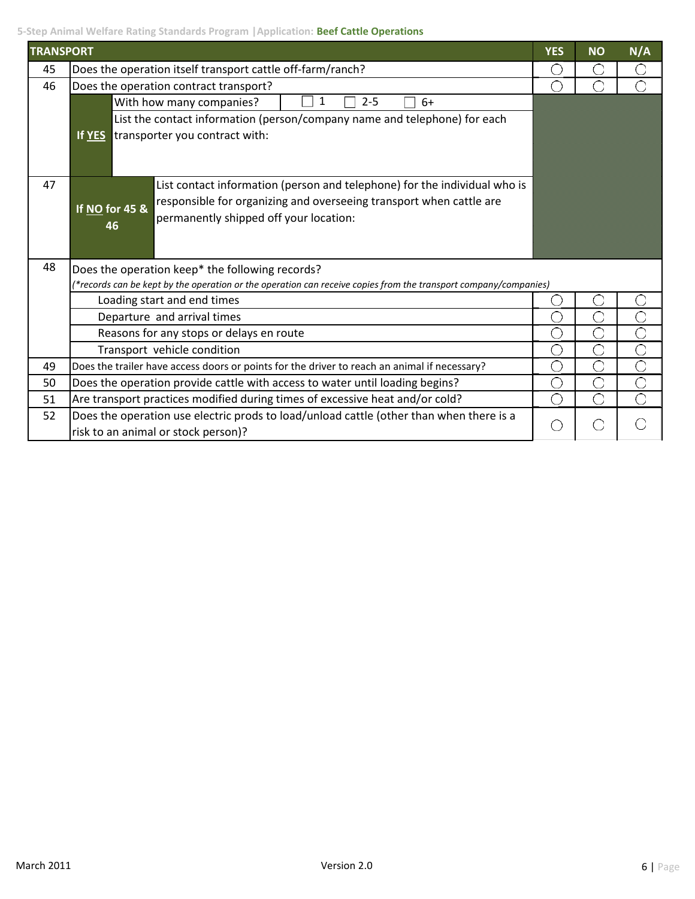| TRANSPORT | | YES | NO | N/A |
|---|---|---|---|---|
| 45 | Does the operation itself transport cattle off-farm/ranch? | ◯ | ◯ | ◯ |
| 46 | Does the operation contract transport? | ◯ | ◯ | ◯ |
| | **If YES** With how many companies? ☐ 1 ☐ 2-5 ☐ 6+ | | | |
| | **If YES** List the contact information (person/company name and telephone) for each transporter you contract with: | | | |
| 47 | **If NO for 45 & 46** List contact information (person and telephone) for the individual who is responsible for organizing and overseeing transport when cattle are permanently shipped off your location: | | | |
| 48 | Does the operation keep* the following records?<br>*(\*records can be kept by the operation or the operation can receive copies from the transport company/companies)* | | | |
| | Loading start and end times | ◯ | ◯ | ◯ |
| | Departure and arrival times | ◯ | ◯ | ◯ |
| | Reasons for any stops or delays en route | ◯ | ◯ | ◯ |
| | Transport vehicle condition | ◯ | ◯ | ◯ |
| 49 | Does the trailer have access doors or points for the driver to reach an animal if necessary? | ◯ | ◯ | ◯ |
| 50 | Does the operation provide cattle with access to water until loading begins? | ◯ | ◯ | ◯ |
| 51 | Are transport practices modified during times of excessive heat and/or cold? | ◯ | ◯ | ◯ |
| 52 | Does the operation use electric prods to load/unload cattle (other than when there is a risk to an animal or stock person)? | ◯ | ◯ | ◯ |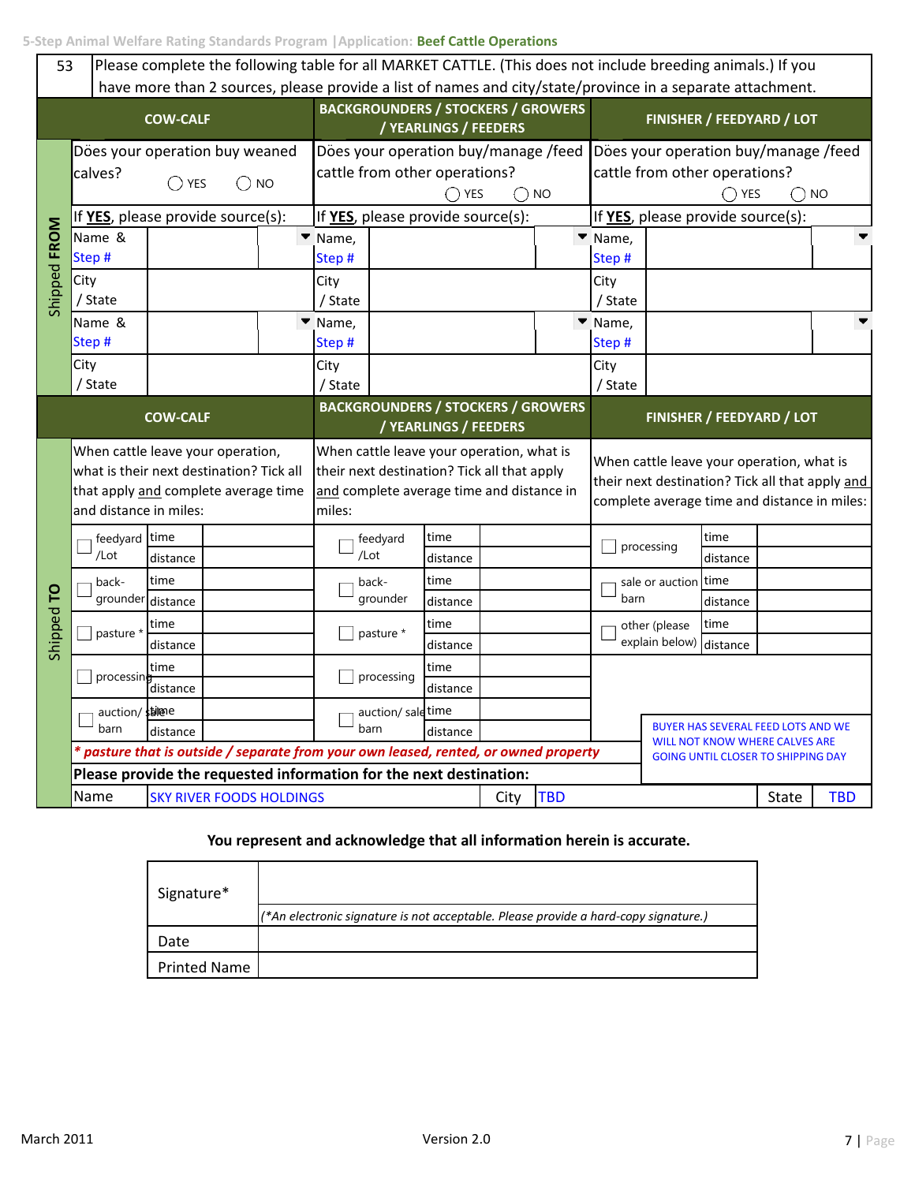5-Step Animal Welfare Rating Standards Program | Application: **Beef Cattle Operations**

| | |
|---|---|
| 53 | Please complete the following table for all MARKET CATTLE. (This does not include breeding animals.) If you have more than 2 sources, please provide a list of names and city/state/province in a separate attachment. |

**Shipped FROM**

| COW-CALF | | BACKGROUNDERS / STOCKERS / GROWERS / YEARLINGS / FEEDERS | | FINISHER / FEEDYARD / LOT | |
|---|---|---|---|---|---|
| Does your operation buy weaned calves? ◯ YES ◯ NO | | Does your operation buy/manage /feed cattle from other operations? ◯ YES ◯ NO | | Does your operation buy/manage /feed cattle from other operations? ◯ YES ◯ NO | |
| If **YES**, please provide source(s): | | If **YES**, please provide source(s): | | If **YES**, please provide source(s): | |
| Name & Step # | | Name, Step # | | Name, Step # | |
| City / State | | City / State | | City / State | |
| Name & Step # | | Name, Step # | | Name, Step # | |
| City / State | | City / State | | City / State | |

**Shipped TO**

| COW-CALF | | | BACKGROUNDERS / STOCKERS / GROWERS / YEARLINGS / FEEDERS | | | FINISHER / FEEDYARD / LOT | | |
|---|---|---|---|---|---|---|---|---|
| When cattle leave your operation, what is their next destination? Tick all that apply and complete average time and distance in miles: | | | When cattle leave your operation, what is their next destination? Tick all that apply and complete average time and distance in miles: | | | When cattle leave your operation, what is their next destination? Tick all that apply and complete average time and distance in miles: | | |
| ☐ feedyard /Lot | time | | ☐ feedyard /Lot | time | | ☐ processing | time | |
| | distance | | | distance | | | distance | |
| ☐ back-grounder | time | | ☐ back-grounder | time | | ☐ sale or auction barn | time | |
| | distance | | | distance | | | distance | |
| ☐ pasture * | time | | ☐ pasture * | time | | ☐ other (please explain below) | time | |
| | distance | | | distance | | | distance | |
| ☐ processing | time | | ☐ processing | time | | | | |
| | distance | | | distance | | | | |
| ☐ auction/ sale barn | time | | ☐ auction/ sale barn | time | | BUYER HAS SEVERAL FEED LOTS AND WE WILL NOT KNOW WHERE CALVES ARE GOING UNTIL CLOSER TO SHIPPING DAY | | |
| | distance | | | distance | | | | |

*** pasture that is outside / separate from your own leased, rented, or owned property**

**Please provide the requested information for the next destination:**

| Name | SKY RIVER FOODS HOLDINGS | City | TBD | State | TBD |
|---|---|---|---|---|---|

**You represent and acknowledge that all information herein is accurate.**

| | |
|---|---|
| Signature* | *(*An electronic signature is not acceptable. Please provide a hard-copy signature.)* |
| Date | |
| Printed Name | |

March 2011 Version 2.0